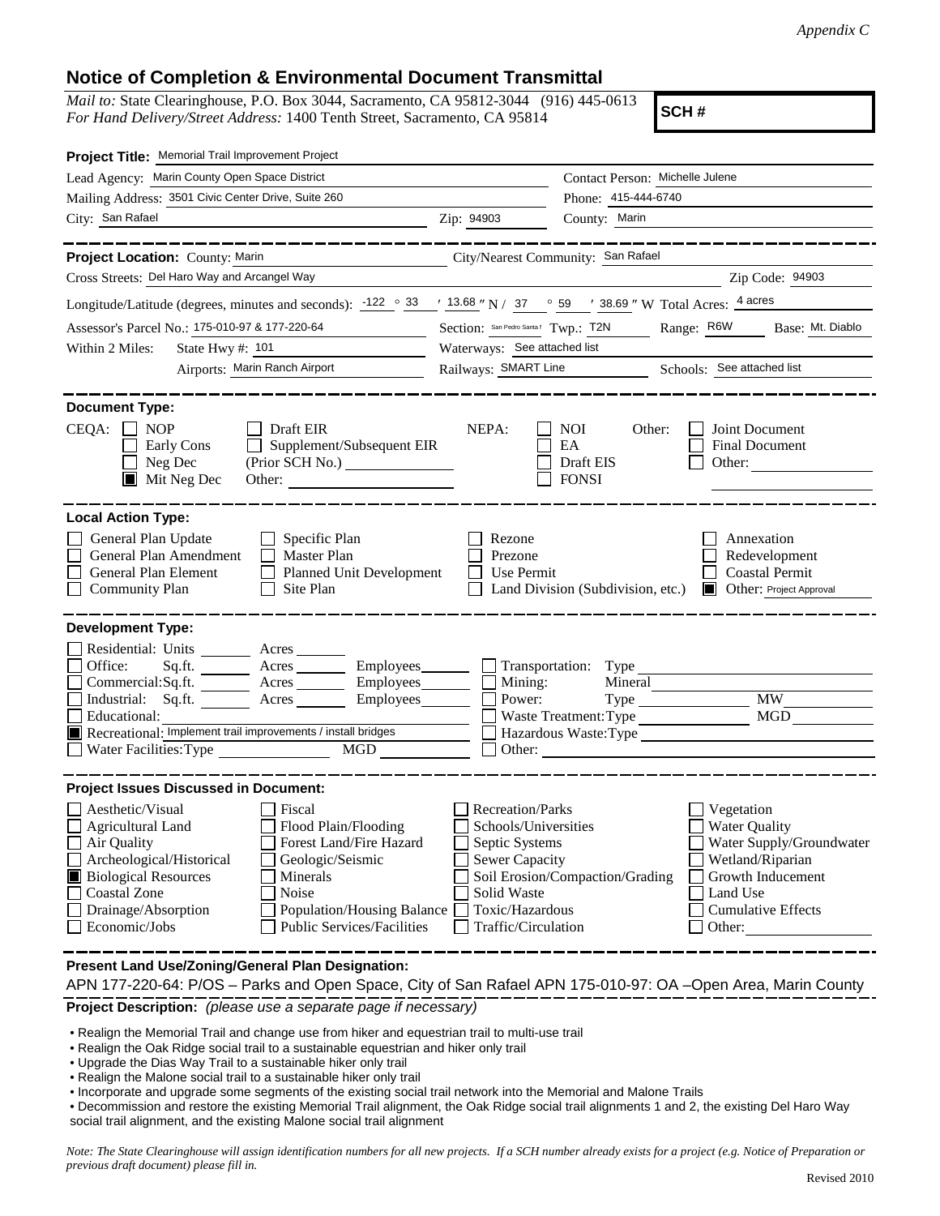*Appendix C*

# Notice of Completion & Environmental Document Transmittal

*Mail to:* State Clearinghouse, P.O. Box 3044, Sacramento, CA 95812-3044 (916) 445-0613
*For Hand Delivery/Street Address:* 1400 Tenth Street, Sacramento, CA 95814

**SCH #**

**Project Title:** Memorial Trail Improvement Project

Lead Agency: Marin County Open Space District
Contact Person: Michelle Julene
Mailing Address: 3501 Civic Center Drive, Suite 260
Phone: 415-444-6740
City: San Rafael Zip: 94903 County: Marin

---

**Project Location:** County: Marin City/Nearest Community: San Rafael
Cross Streets: Del Haro Way and Arcangel Way Zip Code: 94903
Longitude/Latitude (degrees, minutes and seconds): -122 ° 33 ′ 13.68 ″ N / 37 ° 59 ′ 38.69 ″ W Total Acres: 4 acres
Assessor's Parcel No.: 175-010-97 & 177-220-64 Section: San Pedro Santa I Twp.: T2N Range: R6W Base: Mt. Diablo
Within 2 Miles: State Hwy #: 101 Waterways: See attached list
Airports: Marin Ranch Airport Railways: SMART Line Schools: See attached list

---

**Document Type:**

CEQA:
- [ ] NOP
- [ ] Early Cons
- [ ] Neg Dec
- [x] Mit Neg Dec
- [ ] Draft EIR
- [ ] Supplement/Subsequent EIR (Prior SCH No.) ________
- Other: ________

NEPA:
- [ ] NOI
- [ ] EA
- [ ] Draft EIS
- [ ] FONSI

Other:
- [ ] Joint Document
- [ ] Final Document
- [ ] Other: ________

---

**Local Action Type:**

- [ ] General Plan Update
- [ ] General Plan Amendment
- [ ] General Plan Element
- [ ] Community Plan
- [ ] Specific Plan
- [ ] Master Plan
- [ ] Planned Unit Development
- [ ] Site Plan
- [ ] Rezone
- [ ] Prezone
- [ ] Use Permit
- [ ] Land Division (Subdivision, etc.)
- [ ] Annexation
- [ ] Redevelopment
- [ ] Coastal Permit
- [x] Other: Project Approval

---

**Development Type:**

- [ ] Residential: Units ____ Acres ____
- [ ] Office: Sq.ft. ____ Acres ____ Employees ____
- [ ] Commercial: Sq.ft. ____ Acres ____ Employees ____
- [ ] Industrial: Sq.ft. ____ Acres ____ Employees ____
- [ ] Educational: ____
- [x] Recreational: Implement trail improvements / install bridges
- [ ] Water Facilities: Type ____ MGD ____
- [ ] Transportation: Type ____
- [ ] Mining: Mineral ____
- [ ] Power: Type ____ MW ____
- [ ] Waste Treatment: Type ____ MGD ____
- [ ] Hazardous Waste: Type ____
- [ ] Other: ____

---

**Project Issues Discussed in Document:**

- [ ] Aesthetic/Visual
- [ ] Agricultural Land
- [ ] Air Quality
- [ ] Archeological/Historical
- [x] Biological Resources
- [ ] Coastal Zone
- [ ] Drainage/Absorption
- [ ] Economic/Jobs
- [ ] Fiscal
- [ ] Flood Plain/Flooding
- [ ] Forest Land/Fire Hazard
- [ ] Geologic/Seismic
- [ ] Minerals
- [ ] Noise
- [ ] Population/Housing Balance
- [ ] Public Services/Facilities
- [ ] Recreation/Parks
- [ ] Schools/Universities
- [ ] Septic Systems
- [ ] Sewer Capacity
- [ ] Soil Erosion/Compaction/Grading
- [ ] Solid Waste
- [ ] Toxic/Hazardous
- [ ] Traffic/Circulation
- [ ] Vegetation
- [ ] Water Quality
- [ ] Water Supply/Groundwater
- [ ] Wetland/Riparian
- [ ] Growth Inducement
- [ ] Land Use
- [ ] Cumulative Effects
- [ ] Other: ____

---

**Present Land Use/Zoning/General Plan Designation:**

APN 177-220-64: P/OS – Parks and Open Space, City of San Rafael APN 175-010-97: OA –Open Area, Marin County

**Project Description:** *(please use a separate page if necessary)*

- Realign the Memorial Trail and change use from hiker and equestrian trail to multi-use trail
- Realign the Oak Ridge social trail to a sustainable equestrian and hiker only trail
- Upgrade the Dias Way Trail to a sustainable hiker only trail
- Realign the Malone social trail to a sustainable hiker only trail
- Incorporate and upgrade some segments of the existing social trail network into the Memorial and Malone Trails
- Decommission and restore the existing Memorial Trail alignment, the Oak Ridge social trail alignments 1 and 2, the existing Del Haro Way social trail alignment, and the existing Malone social trail alignment

*Note: The State Clearinghouse will assign identification numbers for all new projects. If a SCH number already exists for a project (e.g. Notice of Preparation or previous draft document) please fill in.*

Revised 2010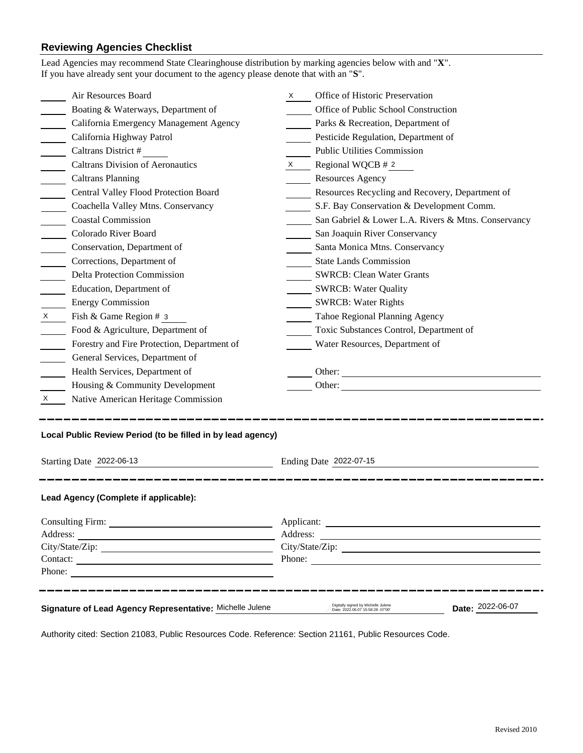## Reviewing Agencies Checklist

Lead Agencies may recommend State Clearinghouse distribution by marking agencies below with and "**X**".
If you have already sent your document to the agency please denote that with an "**S**".

| Mark | Agency | Mark | Agency |
|---|---|---|---|
| | Air Resources Board | X | Office of Historic Preservation |
| | Boating & Waterways, Department of | | Office of Public School Construction |
| | California Emergency Management Agency | | Parks & Recreation, Department of |
| | California Highway Patrol | | Pesticide Regulation, Department of |
| | Caltrans District # | | Public Utilities Commission |
| | Caltrans Division of Aeronautics | X | Regional WQCB # 2 |
| | Caltrans Planning | | Resources Agency |
| | Central Valley Flood Protection Board | | Resources Recycling and Recovery, Department of |
| | Coachella Valley Mtns. Conservancy | | S.F. Bay Conservation & Development Comm. |
| | Coastal Commission | | San Gabriel & Lower L.A. Rivers & Mtns. Conservancy |
| | Colorado River Board | | San Joaquin River Conservancy |
| | Conservation, Department of | | Santa Monica Mtns. Conservancy |
| | Corrections, Department of | | State Lands Commission |
| | Delta Protection Commission | | SWRCB: Clean Water Grants |
| | Education, Department of | | SWRCB: Water Quality |
| | Energy Commission | | SWRCB: Water Rights |
| X | Fish & Game Region # 3 | | Tahoe Regional Planning Agency |
| | Food & Agriculture, Department of | | Toxic Substances Control, Department of |
| | Forestry and Fire Protection, Department of | | Water Resources, Department of |
| | General Services, Department of | | |
| | Health Services, Department of | | Other: |
| | Housing & Community Development | | Other: |
| X | Native American Heritage Commission | | |

---

**Local Public Review Period (to be filled in by lead agency)**

Starting Date 2022-06-13 Ending Date 2022-07-15

---

**Lead Agency (Complete if applicable):**

Consulting Firm:
Address:
City/State/Zip:
Contact:
Phone:

Applicant:
Address:
City/State/Zip:
Phone:

---

**Signature of Lead Agency Representative:** Michelle Julene (Digitally signed by Michelle Julene Date: 2022.06.07 15:58:28 -07'00') **Date:** 2022-06-07

Authority cited: Section 21083, Public Resources Code. Reference: Section 21161, Public Resources Code.

Revised 2010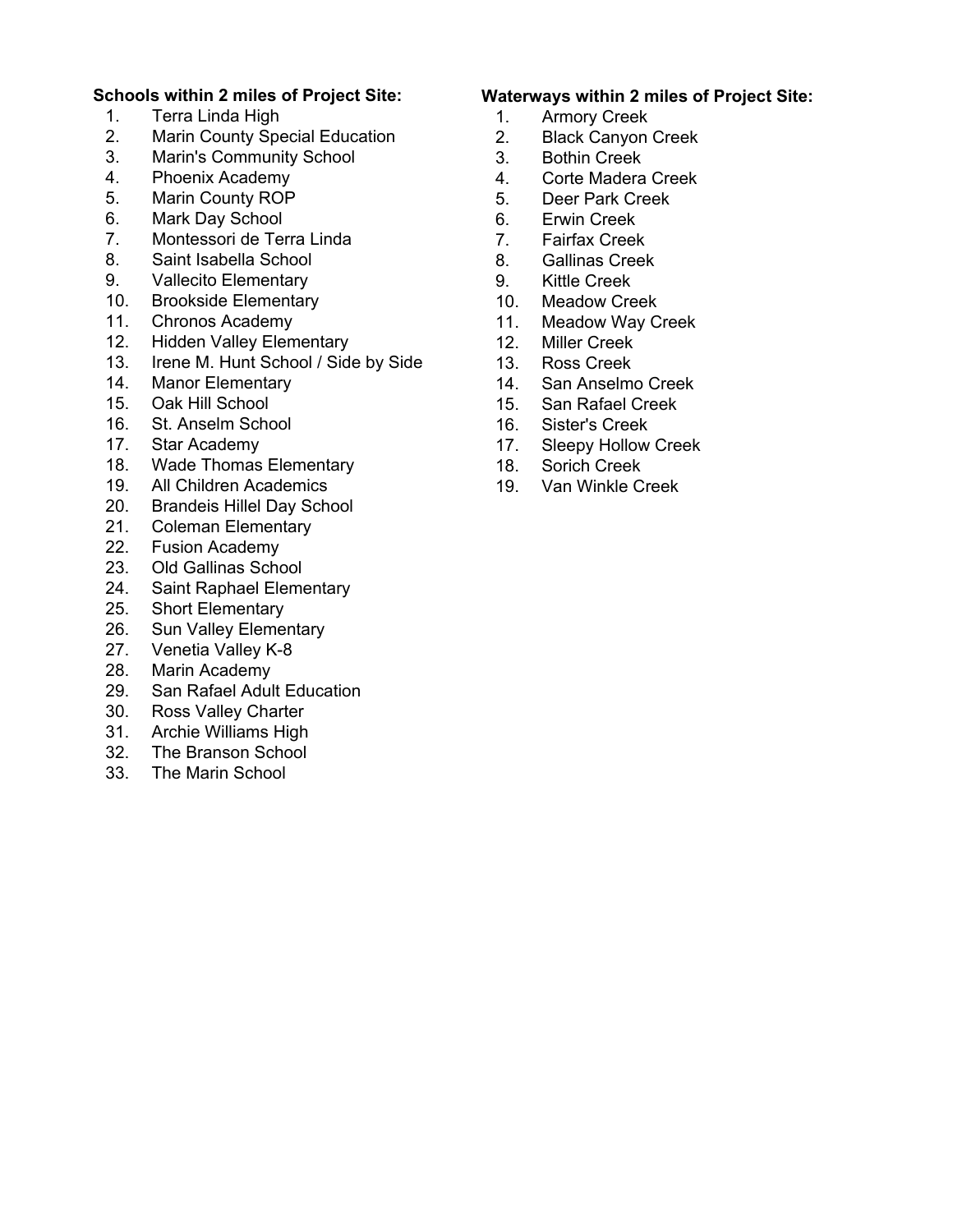**Schools within 2 miles of Project Site:**

1. Terra Linda High
2. Marin County Special Education
3. Marin's Community School
4. Phoenix Academy
5. Marin County ROP
6. Mark Day School
7. Montessori de Terra Linda
8. Saint Isabella School
9. Vallecito Elementary
10. Brookside Elementary
11. Chronos Academy
12. Hidden Valley Elementary
13. Irene M. Hunt School / Side by Side
14. Manor Elementary
15. Oak Hill School
16. St. Anselm School
17. Star Academy
18. Wade Thomas Elementary
19. All Children Academics
20. Brandeis Hillel Day School
21. Coleman Elementary
22. Fusion Academy
23. Old Gallinas School
24. Saint Raphael Elementary
25. Short Elementary
26. Sun Valley Elementary
27. Venetia Valley K-8
28. Marin Academy
29. San Rafael Adult Education
30. Ross Valley Charter
31. Archie Williams High
32. The Branson School
33. The Marin School

**Waterways within 2 miles of Project Site:**

1. Armory Creek
2. Black Canyon Creek
3. Bothin Creek
4. Corte Madera Creek
5. Deer Park Creek
6. Erwin Creek
7. Fairfax Creek
8. Gallinas Creek
9. Kittle Creek
10. Meadow Creek
11. Meadow Way Creek
12. Miller Creek
13. Ross Creek
14. San Anselmo Creek
15. San Rafael Creek
16. Sister's Creek
17. Sleepy Hollow Creek
18. Sorich Creek
19. Van Winkle Creek